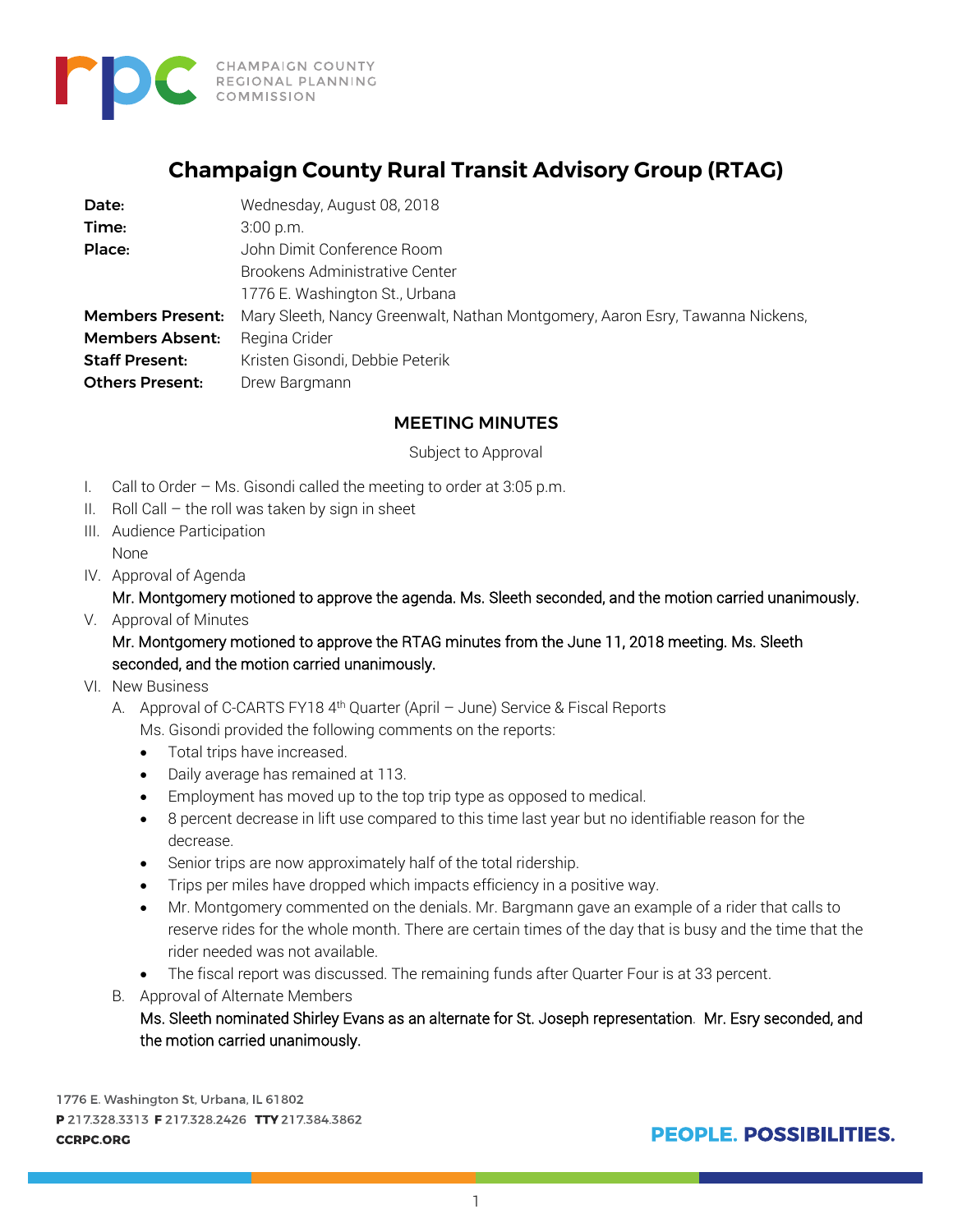# Champaign County Rural Transit Advisory Group (RTAG)

| | |
|---|---|
| **Date:** | Wednesday, August 08, 2018 |
| **Time:** | 3:00 p.m. |
| **Place:** | John Dimit Conference Room<br>Brookens Administrative Center<br>1776 E. Washington St., Urbana |
| **Members Present:** | Mary Sleeth, Nancy Greenwalt, Nathan Montgomery, Aaron Esry, Tawanna Nickens, |
| **Members Absent:** | Regina Crider |
| **Staff Present:** | Kristen Gisondi, Debbie Peterik |
| **Others Present:** | Drew Bargmann |

## MEETING MINUTES

Subject to Approval

I. Call to Order – Ms. Gisondi called the meeting to order at 3:05 p.m.

II. Roll Call – the roll was taken by sign in sheet

III. Audience Participation

None

IV. Approval of Agenda

Mr. Montgomery motioned to approve the agenda. Ms. Sleeth seconded, and the motion carried unanimously.

V. Approval of Minutes

Mr. Montgomery motioned to approve the RTAG minutes from the June 11, 2018 meeting. Ms. Sleeth seconded, and the motion carried unanimously.

VI. New Business

A. Approval of C-CARTS FY18 4th Quarter (April – June) Service & Fiscal Reports

Ms. Gisondi provided the following comments on the reports:

- Total trips have increased.
- Daily average has remained at 113.
- Employment has moved up to the top trip type as opposed to medical.
- 8 percent decrease in lift use compared to this time last year but no identifiable reason for the decrease.
- Senior trips are now approximately half of the total ridership.
- Trips per miles have dropped which impacts efficiency in a positive way.
- Mr. Montgomery commented on the denials. Mr. Bargmann gave an example of a rider that calls to reserve rides for the whole month. There are certain times of the day that is busy and the time that the rider needed was not available.
- The fiscal report was discussed. The remaining funds after Quarter Four is at 33 percent.

B. Approval of Alternate Members

Ms. Sleeth nominated Shirley Evans as an alternate for St. Joseph representation. Mr. Esry seconded, and the motion carried unanimously.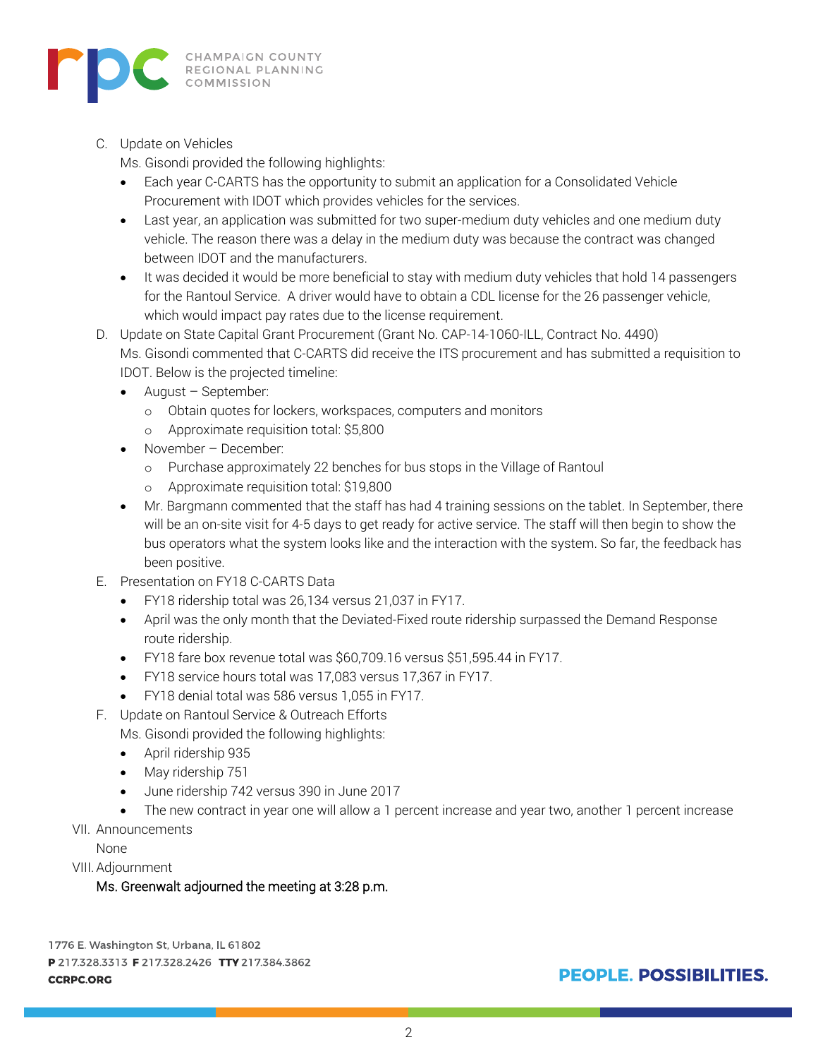C. Update on Vehicles

Ms. Gisondi provided the following highlights:

- Each year C-CARTS has the opportunity to submit an application for a Consolidated Vehicle Procurement with IDOT which provides vehicles for the services.
- Last year, an application was submitted for two super-medium duty vehicles and one medium duty vehicle. The reason there was a delay in the medium duty was because the contract was changed between IDOT and the manufacturers.
- It was decided it would be more beneficial to stay with medium duty vehicles that hold 14 passengers for the Rantoul Service. A driver would have to obtain a CDL license for the 26 passenger vehicle, which would impact pay rates due to the license requirement.

D. Update on State Capital Grant Procurement (Grant No. CAP-14-1060-ILL, Contract No. 4490)

Ms. Gisondi commented that C-CARTS did receive the ITS procurement and has submitted a requisition to IDOT. Below is the projected timeline:

- August – September:
  - Obtain quotes for lockers, workspaces, computers and monitors
  - Approximate requisition total: $5,800
- November – December:
  - Purchase approximately 22 benches for bus stops in the Village of Rantoul
  - Approximate requisition total: $19,800
- Mr. Bargmann commented that the staff has had 4 training sessions on the tablet. In September, there will be an on-site visit for 4-5 days to get ready for active service. The staff will then begin to show the bus operators what the system looks like and the interaction with the system. So far, the feedback has been positive.

E. Presentation on FY18 C-CARTS Data

- FY18 ridership total was 26,134 versus 21,037 in FY17.
- April was the only month that the Deviated-Fixed route ridership surpassed the Demand Response route ridership.
- FY18 fare box revenue total was $60,709.16 versus $51,595.44 in FY17.
- FY18 service hours total was 17,083 versus 17,367 in FY17.
- FY18 denial total was 586 versus 1,055 in FY17.

F. Update on Rantoul Service & Outreach Efforts

Ms. Gisondi provided the following highlights:

- April ridership 935
- May ridership 751
- June ridership 742 versus 390 in June 2017
- The new contract in year one will allow a 1 percent increase and year two, another 1 percent increase

VII. Announcements

None

VIII. Adjournment

Ms. Greenwalt adjourned the meeting at 3:28 p.m.